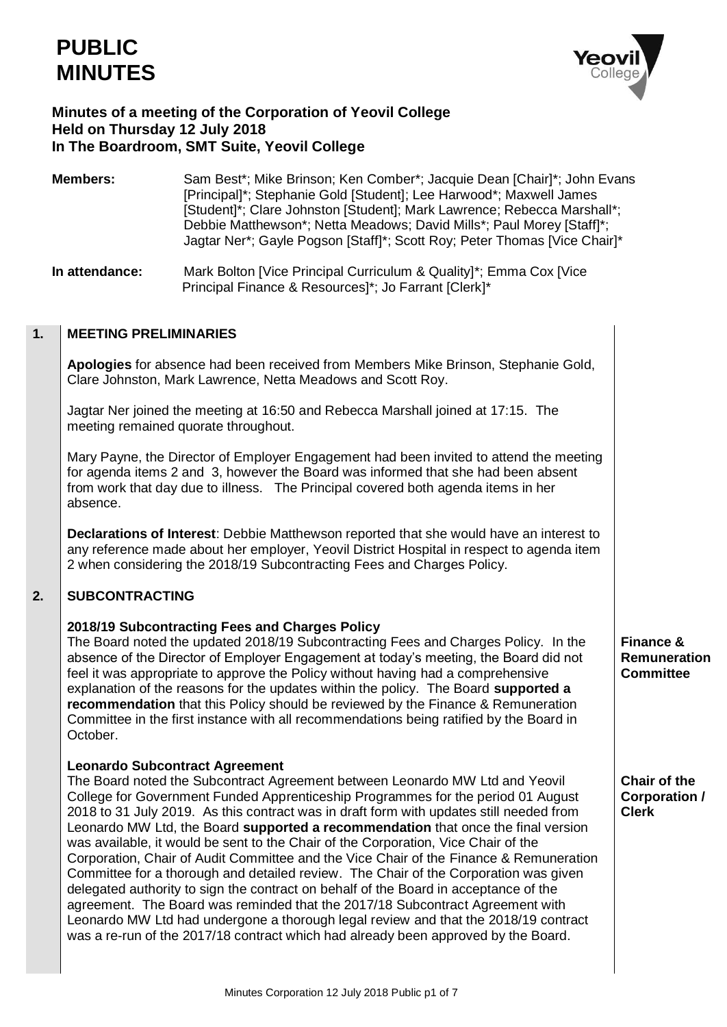# PUBLIC MINUTES

**Minutes of a meeting of the Corporation of Yeovil College**
**Held on Thursday 12 July 2018**
**In The Boardroom, SMT Suite, Yeovil College**

**Members:** Sam Best*; Mike Brinson; Ken Comber*; Jacquie Dean [Chair]*; John Evans [Principal]*; Stephanie Gold [Student]; Lee Harwood*; Maxwell James [Student]*; Clare Johnston [Student]; Mark Lawrence; Rebecca Marshall*; Debbie Matthewson*; Netta Meadows; David Mills*; Paul Morey [Staff]*; Jagtar Ner*; Gayle Pogson [Staff]*; Scott Roy; Peter Thomas [Vice Chair]*

**In attendance:** Mark Bolton [Vice Principal Curriculum & Quality]*; Emma Cox [Vice Principal Finance & Resources]*; Jo Farrant [Clerk]*

## 1. MEETING PRELIMINARIES

**Apologies** for absence had been received from Members Mike Brinson, Stephanie Gold, Clare Johnston, Mark Lawrence, Netta Meadows and Scott Roy.

Jagtar Ner joined the meeting at 16:50 and Rebecca Marshall joined at 17:15. The meeting remained quorate throughout.

Mary Payne, the Director of Employer Engagement had been invited to attend the meeting for agenda items 2 and 3, however the Board was informed that she had been absent from work that day due to illness. The Principal covered both agenda items in her absence.

**Declarations of Interest**: Debbie Matthewson reported that she would have an interest to any reference made about her employer, Yeovil District Hospital in respect to agenda item 2 when considering the 2018/19 Subcontracting Fees and Charges Policy.

## 2. SUBCONTRACTING

### 2018/19 Subcontracting Fees and Charges Policy

The Board noted the updated 2018/19 Subcontracting Fees and Charges Policy. In the absence of the Director of Employer Engagement at today's meeting, the Board did not feel it was appropriate to approve the Policy without having had a comprehensive explanation of the reasons for the updates within the policy. The Board **supported a recommendation** that this Policy should be reviewed by the Finance & Remuneration Committee in the first instance with all recommendations being ratified by the Board in October.

**Action: Finance & Remuneration Committee**

### Leonardo Subcontract Agreement

The Board noted the Subcontract Agreement between Leonardo MW Ltd and Yeovil College for Government Funded Apprenticeship Programmes for the period 01 August 2018 to 31 July 2019. As this contract was in draft form with updates still needed from Leonardo MW Ltd, the Board **supported a recommendation** that once the final version was available, it would be sent to the Chair of the Corporation, Vice Chair of the Corporation, Chair of Audit Committee and the Vice Chair of the Finance & Remuneration Committee for a thorough and detailed review. The Chair of the Corporation was given delegated authority to sign the contract on behalf of the Board in acceptance of the agreement. The Board was reminded that the 2017/18 Subcontract Agreement with Leonardo MW Ltd had undergone a thorough legal review and that the 2018/19 contract was a re-run of the 2017/18 contract which had already been approved by the Board.

**Action: Chair of the Corporation / Clerk**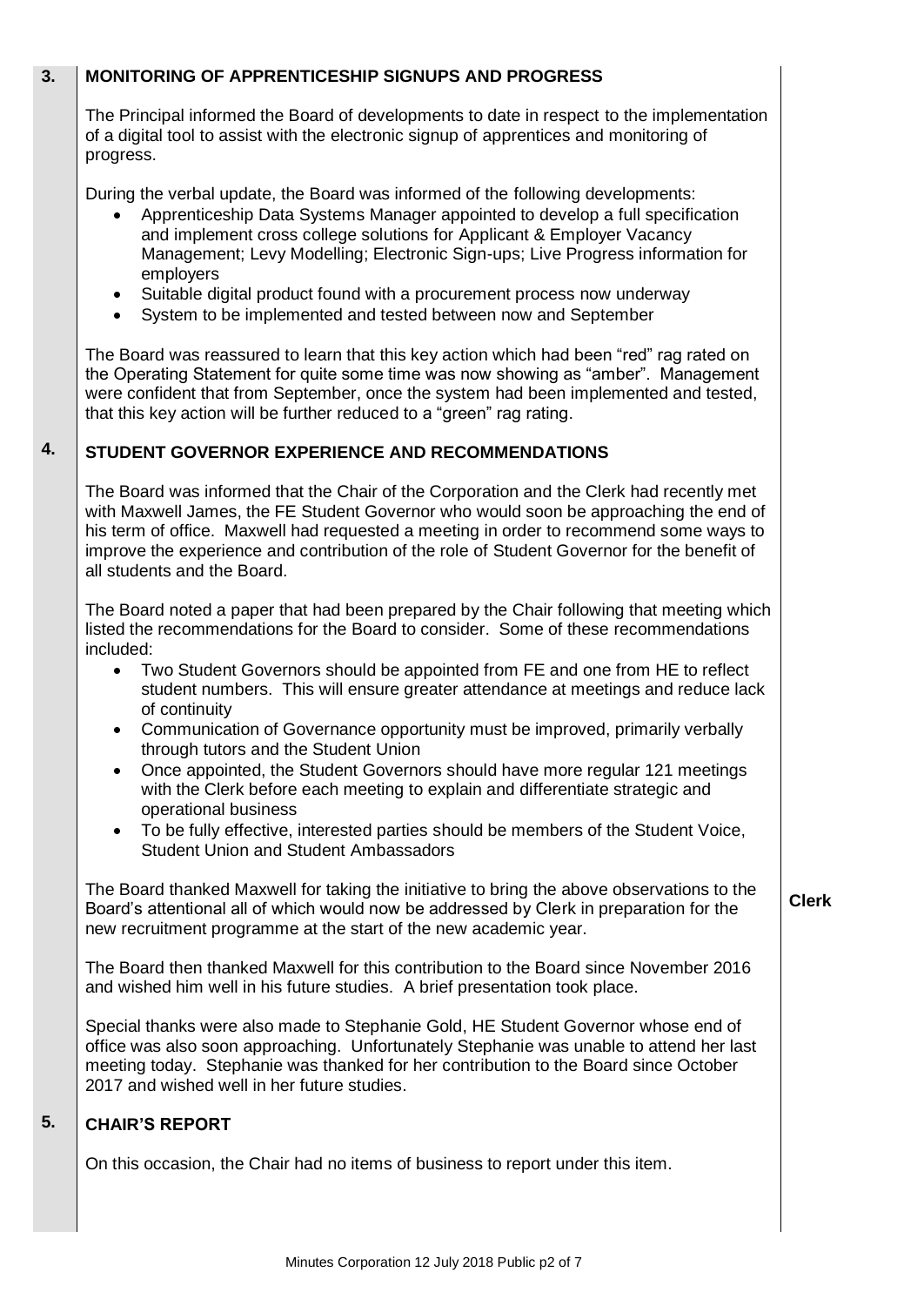## 3. MONITORING OF APPRENTICESHIP SIGNUPS AND PROGRESS

The Principal informed the Board of developments to date in respect to the implementation of a digital tool to assist with the electronic signup of apprentices and monitoring of progress.

During the verbal update, the Board was informed of the following developments:

- Apprenticeship Data Systems Manager appointed to develop a full specification and implement cross college solutions for Applicant & Employer Vacancy Management; Levy Modelling; Electronic Sign-ups; Live Progress information for employers
- Suitable digital product found with a procurement process now underway
- System to be implemented and tested between now and September

The Board was reassured to learn that this key action which had been "red" rag rated on the Operating Statement for quite some time was now showing as "amber". Management were confident that from September, once the system had been implemented and tested, that this key action will be further reduced to a "green" rag rating.

## 4. STUDENT GOVERNOR EXPERIENCE AND RECOMMENDATIONS

The Board was informed that the Chair of the Corporation and the Clerk had recently met with Maxwell James, the FE Student Governor who would soon be approaching the end of his term of office. Maxwell had requested a meeting in order to recommend some ways to improve the experience and contribution of the role of Student Governor for the benefit of all students and the Board.

The Board noted a paper that had been prepared by the Chair following that meeting which listed the recommendations for the Board to consider. Some of these recommendations included:

- Two Student Governors should be appointed from FE and one from HE to reflect student numbers. This will ensure greater attendance at meetings and reduce lack of continuity
- Communication of Governance opportunity must be improved, primarily verbally through tutors and the Student Union
- Once appointed, the Student Governors should have more regular 121 meetings with the Clerk before each meeting to explain and differentiate strategic and operational business
- To be fully effective, interested parties should be members of the Student Voice, Student Union and Student Ambassadors

The Board thanked Maxwell for taking the initiative to bring the above observations to the Board's attentional all of which would now be addressed by Clerk in preparation for the new recruitment programme at the start of the new academic year. **Clerk**

The Board then thanked Maxwell for this contribution to the Board since November 2016 and wished him well in his future studies. A brief presentation took place.

Special thanks were also made to Stephanie Gold, HE Student Governor whose end of office was also soon approaching. Unfortunately Stephanie was unable to attend her last meeting today. Stephanie was thanked for her contribution to the Board since October 2017 and wished well in her future studies.

## 5. CHAIR'S REPORT

On this occasion, the Chair had no items of business to report under this item.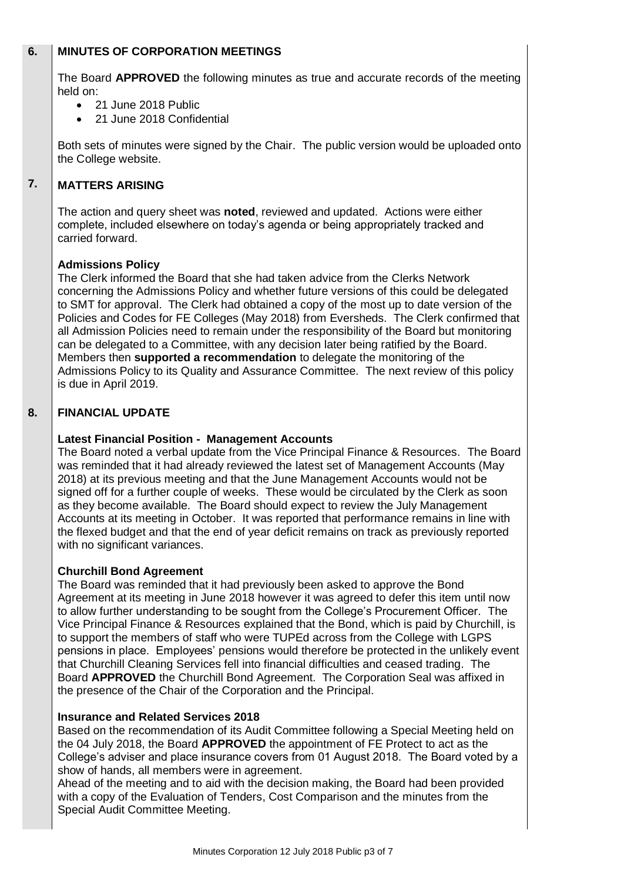## 6. MINUTES OF CORPORATION MEETINGS

The Board **APPROVED** the following minutes as true and accurate records of the meeting held on:

- 21 June 2018 Public
- 21 June 2018 Confidential

Both sets of minutes were signed by the Chair. The public version would be uploaded onto the College website.

## 7. MATTERS ARISING

The action and query sheet was **noted**, reviewed and updated. Actions were either complete, included elsewhere on today's agenda or being appropriately tracked and carried forward.

**Admissions Policy**
The Clerk informed the Board that she had taken advice from the Clerks Network concerning the Admissions Policy and whether future versions of this could be delegated to SMT for approval. The Clerk had obtained a copy of the most up to date version of the Policies and Codes for FE Colleges (May 2018) from Eversheds. The Clerk confirmed that all Admission Policies need to remain under the responsibility of the Board but monitoring can be delegated to a Committee, with any decision later being ratified by the Board. Members then **supported a recommendation** to delegate the monitoring of the Admissions Policy to its Quality and Assurance Committee. The next review of this policy is due in April 2019.

## 8. FINANCIAL UPDATE

**Latest Financial Position - Management Accounts**
The Board noted a verbal update from the Vice Principal Finance & Resources. The Board was reminded that it had already reviewed the latest set of Management Accounts (May 2018) at its previous meeting and that the June Management Accounts would not be signed off for a further couple of weeks. These would be circulated by the Clerk as soon as they become available. The Board should expect to review the July Management Accounts at its meeting in October. It was reported that performance remains in line with the flexed budget and that the end of year deficit remains on track as previously reported with no significant variances.

**Churchill Bond Agreement**
The Board was reminded that it had previously been asked to approve the Bond Agreement at its meeting in June 2018 however it was agreed to defer this item until now to allow further understanding to be sought from the College's Procurement Officer. The Vice Principal Finance & Resources explained that the Bond, which is paid by Churchill, is to support the members of staff who were TUPEd across from the College with LGPS pensions in place. Employees' pensions would therefore be protected in the unlikely event that Churchill Cleaning Services fell into financial difficulties and ceased trading. The Board **APPROVED** the Churchill Bond Agreement. The Corporation Seal was affixed in the presence of the Chair of the Corporation and the Principal.

**Insurance and Related Services 2018**
Based on the recommendation of its Audit Committee following a Special Meeting held on the 04 July 2018, the Board **APPROVED** the appointment of FE Protect to act as the College's adviser and place insurance covers from 01 August 2018. The Board voted by a show of hands, all members were in agreement.
Ahead of the meeting and to aid with the decision making, the Board had been provided with a copy of the Evaluation of Tenders, Cost Comparison and the minutes from the Special Audit Committee Meeting.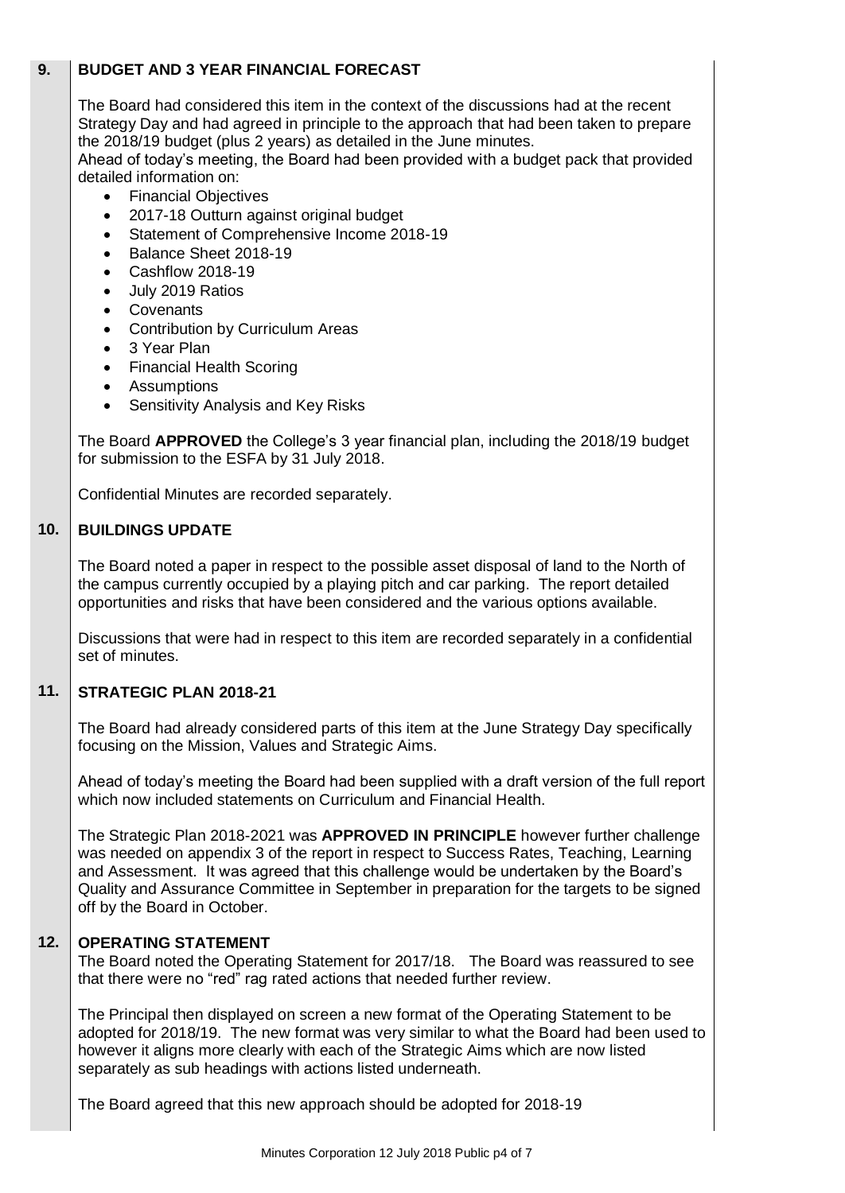## 9. BUDGET AND 3 YEAR FINANCIAL FORECAST

The Board had considered this item in the context of the discussions had at the recent Strategy Day and had agreed in principle to the approach that had been taken to prepare the 2018/19 budget (plus 2 years) as detailed in the June minutes.
Ahead of today's meeting, the Board had been provided with a budget pack that provided detailed information on:

- Financial Objectives
- 2017-18 Outturn against original budget
- Statement of Comprehensive Income 2018-19
- Balance Sheet 2018-19
- Cashflow 2018-19
- July 2019 Ratios
- Covenants
- Contribution by Curriculum Areas
- 3 Year Plan
- Financial Health Scoring
- Assumptions
- Sensitivity Analysis and Key Risks

The Board **APPROVED** the College's 3 year financial plan, including the 2018/19 budget for submission to the ESFA by 31 July 2018.

Confidential Minutes are recorded separately.

## 10. BUILDINGS UPDATE

The Board noted a paper in respect to the possible asset disposal of land to the North of the campus currently occupied by a playing pitch and car parking. The report detailed opportunities and risks that have been considered and the various options available.

Discussions that were had in respect to this item are recorded separately in a confidential set of minutes.

## 11. STRATEGIC PLAN 2018-21

The Board had already considered parts of this item at the June Strategy Day specifically focusing on the Mission, Values and Strategic Aims.

Ahead of today's meeting the Board had been supplied with a draft version of the full report which now included statements on Curriculum and Financial Health.

The Strategic Plan 2018-2021 was **APPROVED IN PRINCIPLE** however further challenge was needed on appendix 3 of the report in respect to Success Rates, Teaching, Learning and Assessment. It was agreed that this challenge would be undertaken by the Board's Quality and Assurance Committee in September in preparation for the targets to be signed off by the Board in October.

## 12. OPERATING STATEMENT

The Board noted the Operating Statement for 2017/18. The Board was reassured to see that there were no "red" rag rated actions that needed further review.

The Principal then displayed on screen a new format of the Operating Statement to be adopted for 2018/19. The new format was very similar to what the Board had been used to however it aligns more clearly with each of the Strategic Aims which are now listed separately as sub headings with actions listed underneath.

The Board agreed that this new approach should be adopted for 2018-19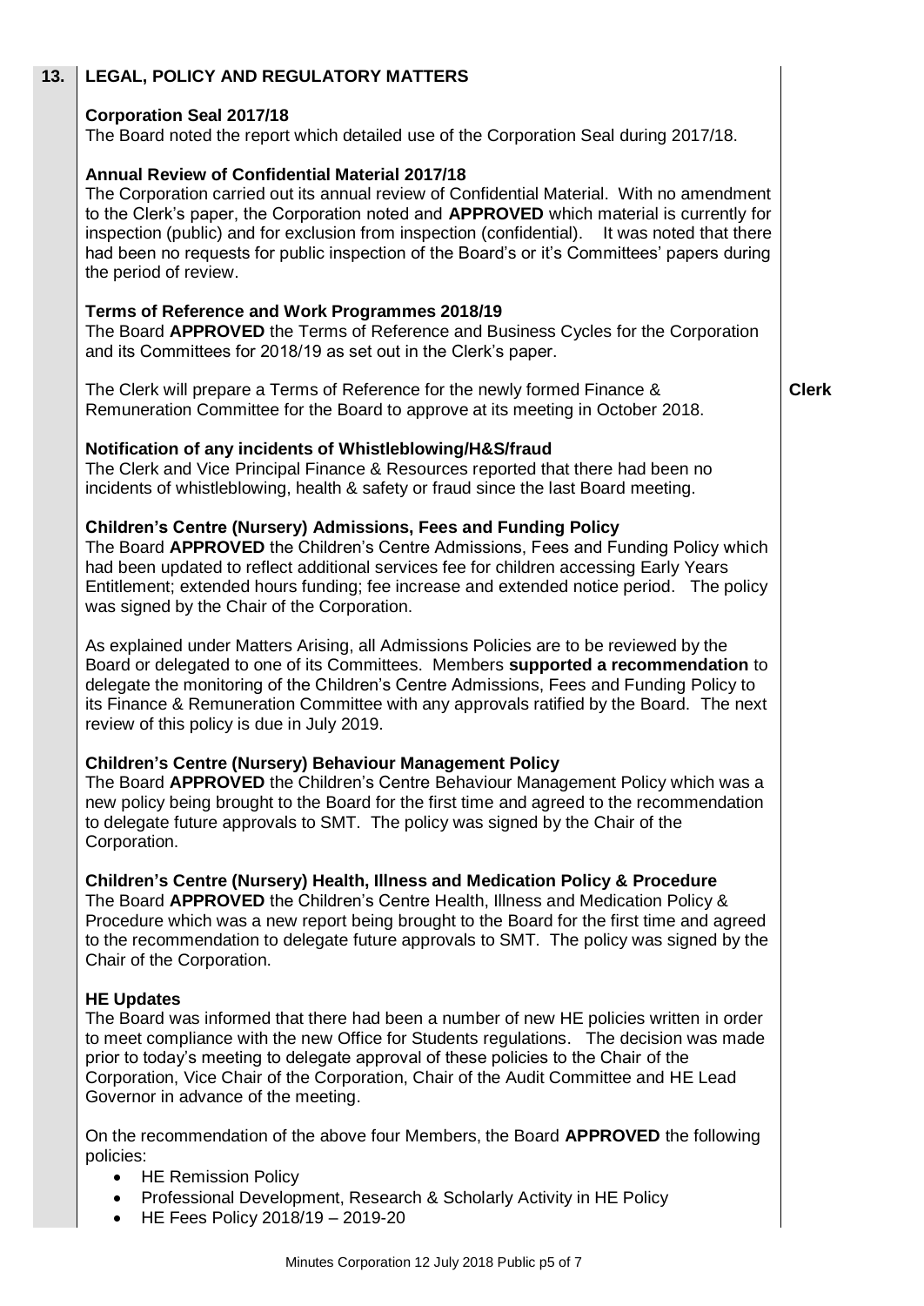## 13. LEGAL, POLICY AND REGULATORY MATTERS

**Corporation Seal 2017/18**

The Board noted the report which detailed use of the Corporation Seal during 2017/18.

**Annual Review of Confidential Material 2017/18**

The Corporation carried out its annual review of Confidential Material. With no amendment to the Clerk's paper, the Corporation noted and **APPROVED** which material is currently for inspection (public) and for exclusion from inspection (confidential). It was noted that there had been no requests for public inspection of the Board's or it's Committees' papers during the period of review.

**Terms of Reference and Work Programmes 2018/19**

The Board **APPROVED** the Terms of Reference and Business Cycles for the Corporation and its Committees for 2018/19 as set out in the Clerk's paper.

The Clerk will prepare a Terms of Reference for the newly formed Finance & Remuneration Committee for the Board to approve at its meeting in October 2018. — **Clerk**

**Notification of any incidents of Whistleblowing/H&S/fraud**

The Clerk and Vice Principal Finance & Resources reported that there had been no incidents of whistleblowing, health & safety or fraud since the last Board meeting.

**Children's Centre (Nursery) Admissions, Fees and Funding Policy**

The Board **APPROVED** the Children's Centre Admissions, Fees and Funding Policy which had been updated to reflect additional services fee for children accessing Early Years Entitlement; extended hours funding; fee increase and extended notice period. The policy was signed by the Chair of the Corporation.

As explained under Matters Arising, all Admissions Policies are to be reviewed by the Board or delegated to one of its Committees. Members **supported a recommendation** to delegate the monitoring of the Children's Centre Admissions, Fees and Funding Policy to its Finance & Remuneration Committee with any approvals ratified by the Board. The next review of this policy is due in July 2019.

**Children's Centre (Nursery) Behaviour Management Policy**

The Board **APPROVED** the Children's Centre Behaviour Management Policy which was a new policy being brought to the Board for the first time and agreed to the recommendation to delegate future approvals to SMT. The policy was signed by the Chair of the Corporation.

**Children's Centre (Nursery) Health, Illness and Medication Policy & Procedure**

The Board **APPROVED** the Children's Centre Health, Illness and Medication Policy & Procedure which was a new report being brought to the Board for the first time and agreed to the recommendation to delegate future approvals to SMT. The policy was signed by the Chair of the Corporation.

**HE Updates**

The Board was informed that there had been a number of new HE policies written in order to meet compliance with the new Office for Students regulations. The decision was made prior to today's meeting to delegate approval of these policies to the Chair of the Corporation, Vice Chair of the Corporation, Chair of the Audit Committee and HE Lead Governor in advance of the meeting.

On the recommendation of the above four Members, the Board **APPROVED** the following policies:

- HE Remission Policy
- Professional Development, Research & Scholarly Activity in HE Policy
- HE Fees Policy 2018/19 – 2019-20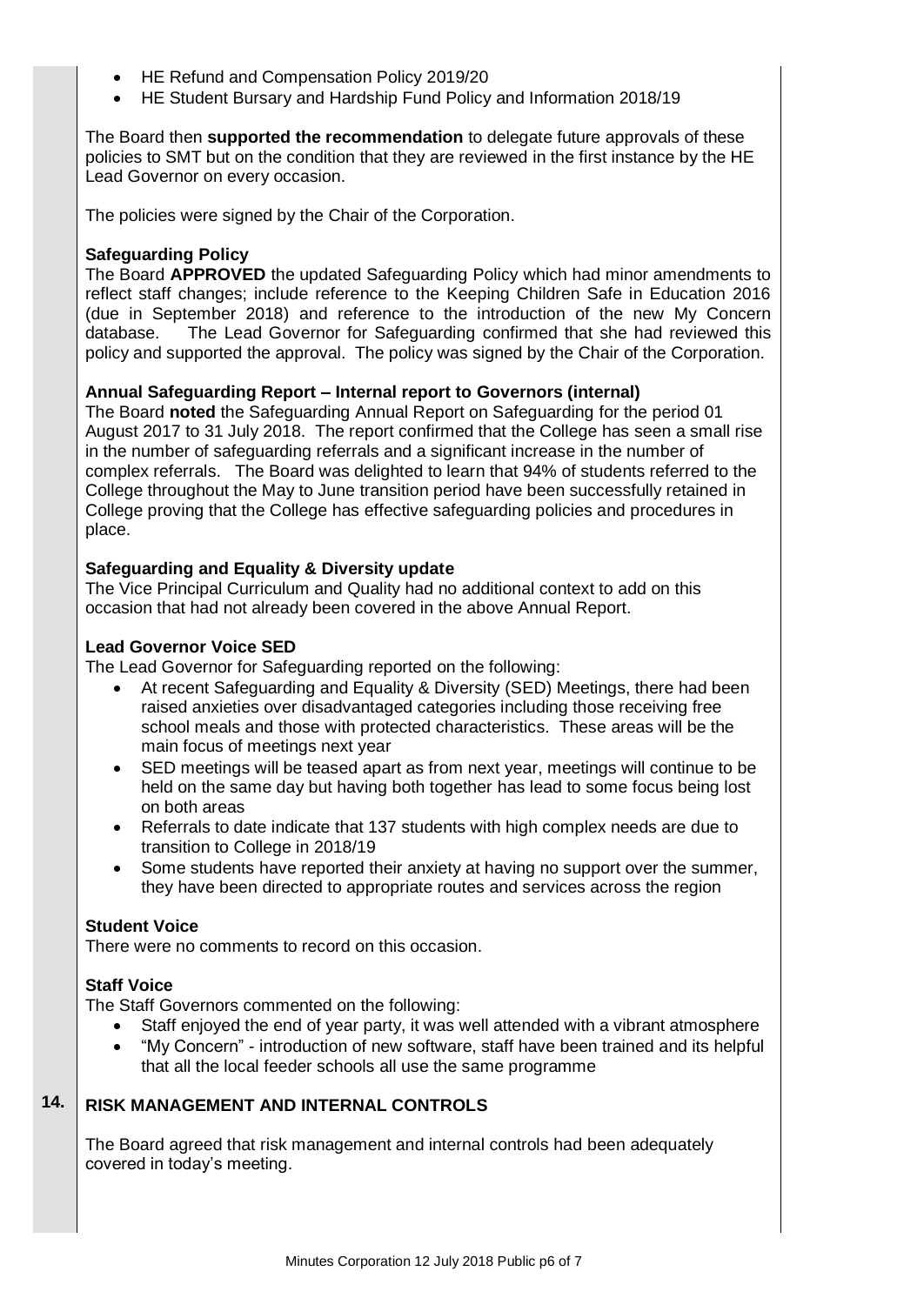- HE Refund and Compensation Policy 2019/20
- HE Student Bursary and Hardship Fund Policy and Information 2018/19

The Board then **supported the recommendation** to delegate future approvals of these policies to SMT but on the condition that they are reviewed in the first instance by the HE Lead Governor on every occasion.

The policies were signed by the Chair of the Corporation.

**Safeguarding Policy**

The Board **APPROVED** the updated Safeguarding Policy which had minor amendments to reflect staff changes; include reference to the Keeping Children Safe in Education 2016 (due in September 2018) and reference to the introduction of the new My Concern database. The Lead Governor for Safeguarding confirmed that she had reviewed this policy and supported the approval. The policy was signed by the Chair of the Corporation.

**Annual Safeguarding Report – Internal report to Governors (internal)**

The Board **noted** the Safeguarding Annual Report on Safeguarding for the period 01 August 2017 to 31 July 2018. The report confirmed that the College has seen a small rise in the number of safeguarding referrals and a significant increase in the number of complex referrals. The Board was delighted to learn that 94% of students referred to the College throughout the May to June transition period have been successfully retained in College proving that the College has effective safeguarding policies and procedures in place.

**Safeguarding and Equality & Diversity update**

The Vice Principal Curriculum and Quality had no additional context to add on this occasion that had not already been covered in the above Annual Report.

**Lead Governor Voice SED**

The Lead Governor for Safeguarding reported on the following:

- At recent Safeguarding and Equality & Diversity (SED) Meetings, there had been raised anxieties over disadvantaged categories including those receiving free school meals and those with protected characteristics. These areas will be the main focus of meetings next year
- SED meetings will be teased apart as from next year, meetings will continue to be held on the same day but having both together has lead to some focus being lost on both areas
- Referrals to date indicate that 137 students with high complex needs are due to transition to College in 2018/19
- Some students have reported their anxiety at having no support over the summer, they have been directed to appropriate routes and services across the region

**Student Voice**

There were no comments to record on this occasion.

**Staff Voice**

The Staff Governors commented on the following:

- Staff enjoyed the end of year party, it was well attended with a vibrant atmosphere
- "My Concern" - introduction of new software, staff have been trained and its helpful that all the local feeder schools all use the same programme

## 14. RISK MANAGEMENT AND INTERNAL CONTROLS

The Board agreed that risk management and internal controls had been adequately covered in today's meeting.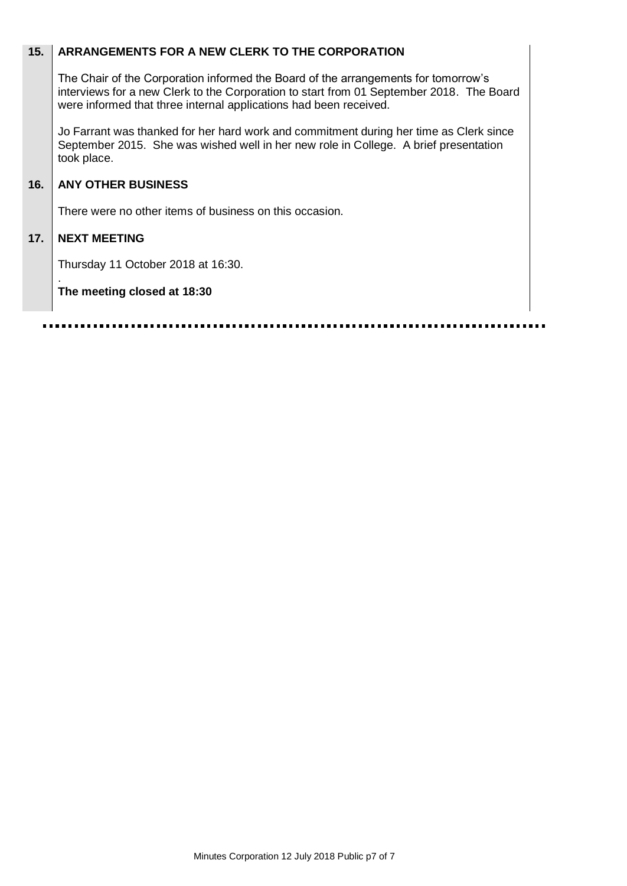## 15. ARRANGEMENTS FOR A NEW CLERK TO THE CORPORATION

The Chair of the Corporation informed the Board of the arrangements for tomorrow's interviews for a new Clerk to the Corporation to start from 01 September 2018. The Board were informed that three internal applications had been received.

Jo Farrant was thanked for her hard work and commitment during her time as Clerk since September 2015. She was wished well in her new role in College. A brief presentation took place.

## 16. ANY OTHER BUSINESS

There were no other items of business on this occasion.

## 17. NEXT MEETING

Thursday 11 October 2018 at 16:30.

.

**The meeting closed at 18:30**